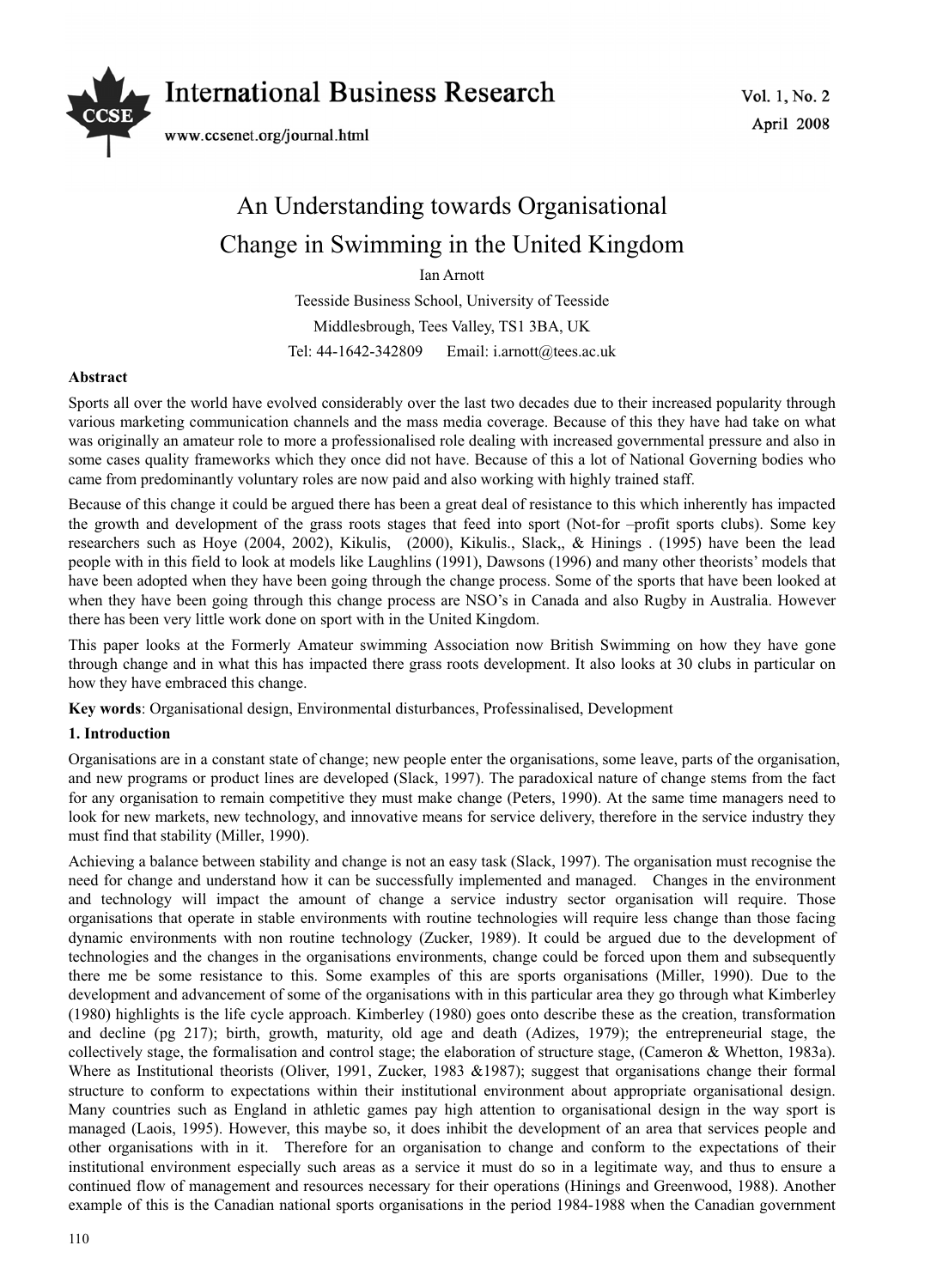# An Understanding towards Organisational Change in Swimming in the United Kingdom

Ian Arnott

Teesside Business School, University of Teesside

Middlesbrough, Tees Valley, TS1 3BA, UK

Tel: 44-1642-342809 Email: i.arnott@tees.ac.uk

**Abstract**

Sports all over the world have evolved considerably over the last two decades due to their increased popularity through various marketing communication channels and the mass media coverage. Because of this they have had take on what was originally an amateur role to more a professionalised role dealing with increased governmental pressure and also in some cases quality frameworks which they once did not have. Because of this a lot of National Governing bodies who came from predominantly voluntary roles are now paid and also working with highly trained staff.

Because of this change it could be argued there has been a great deal of resistance to this which inherently has impacted the growth and development of the grass roots stages that feed into sport (Not-for –profit sports clubs). Some key researchers such as Hoye (2004, 2002), Kikulis, (2000), Kikulis., Slack,, & Hinings . (1995) have been the lead people with in this field to look at models like Laughlins (1991), Dawsons (1996) and many other theorists' models that have been adopted when they have been going through the change process. Some of the sports that have been looked at when they have been going through this change process are NSO's in Canada and also Rugby in Australia. However there has been very little work done on sport with in the United Kingdom.

This paper looks at the Formerly Amateur swimming Association now British Swimming on how they have gone through change and in what this has impacted there grass roots development. It also looks at 30 clubs in particular on how they have embraced this change.

**Key words**: Organisational design, Environmental disturbances, Professinalised, Development

## 1. Introduction

Organisations are in a constant state of change; new people enter the organisations, some leave, parts of the organisation, and new programs or product lines are developed (Slack, 1997). The paradoxical nature of change stems from the fact for any organisation to remain competitive they must make change (Peters, 1990). At the same time managers need to look for new markets, new technology, and innovative means for service delivery, therefore in the service industry they must find that stability (Miller, 1990).

Achieving a balance between stability and change is not an easy task (Slack, 1997). The organisation must recognise the need for change and understand how it can be successfully implemented and managed. Changes in the environment and technology will impact the amount of change a service industry sector organisation will require. Those organisations that operate in stable environments with routine technologies will require less change than those facing dynamic environments with non routine technology (Zucker, 1989). It could be argued due to the development of technologies and the changes in the organisations environments, change could be forced upon them and subsequently there me be some resistance to this. Some examples of this are sports organisations (Miller, 1990). Due to the development and advancement of some of the organisations with in this particular area they go through what Kimberley (1980) highlights is the life cycle approach. Kimberley (1980) goes onto describe these as the creation, transformation and decline (pg 217); birth, growth, maturity, old age and death (Adizes, 1979); the entrepreneurial stage, the collectively stage, the formalisation and control stage; the elaboration of structure stage, (Cameron & Whetton, 1983a). Where as Institutional theorists (Oliver, 1991, Zucker, 1983 &1987); suggest that organisations change their formal structure to conform to expectations within their institutional environment about appropriate organisational design. Many countries such as England in athletic games pay high attention to organisational design in the way sport is managed (Laois, 1995). However, this maybe so, it does inhibit the development of an area that services people and other organisations with in it. Therefore for an organisation to change and conform to the expectations of their institutional environment especially such areas as a service it must do so in a legitimate way, and thus to ensure a continued flow of management and resources necessary for their operations (Hinings and Greenwood, 1988). Another example of this is the Canadian national sports organisations in the period 1984-1988 when the Canadian government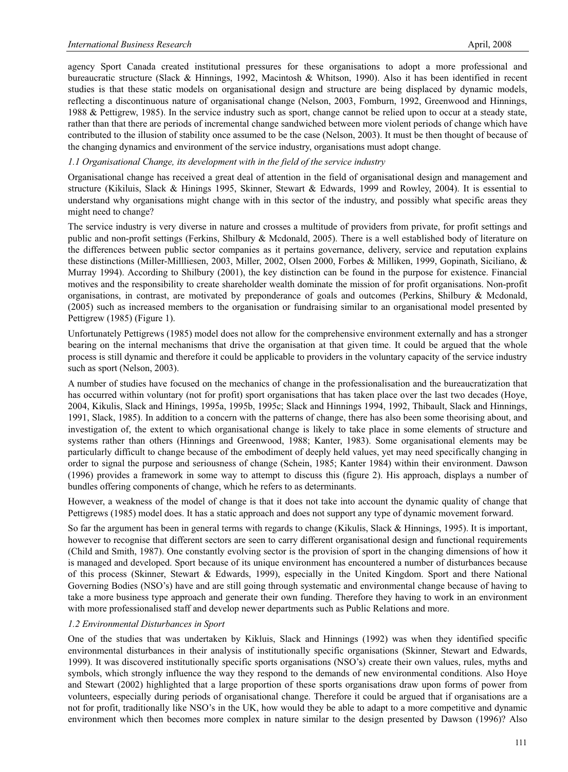agency Sport Canada created institutional pressures for these organisations to adopt a more professional and bureaucratic structure (Slack & Hinnings, 1992, Macintosh & Whitson, 1990). Also it has been identified in recent studies is that these static models on organisational design and structure are being displaced by dynamic models, reflecting a discontinuous nature of organisational change (Nelson, 2003, Fomburn, 1992, Greenwood and Hinnings, 1988 & Pettigrew, 1985). In the service industry such as sport, change cannot be relied upon to occur at a steady state, rather than that there are periods of incremental change sandwiched between more violent periods of change which have contributed to the illusion of stability once assumed to be the case (Nelson, 2003). It must be then thought of because of the changing dynamics and environment of the service industry, organisations must adopt change.

### *1.1 Organisational Change, its development with in the field of the service industry*

Organisational change has received a great deal of attention in the field of organisational design and management and structure (Kikiluis, Slack & Hinings 1995, Skinner, Stewart & Edwards, 1999 and Rowley, 2004). It is essential to understand why organisations might change with in this sector of the industry, and possibly what specific areas they might need to change?

The service industry is very diverse in nature and crosses a multitude of providers from private, for profit settings and public and non-profit settings (Ferkins, Shilbury & Mcdonald, 2005). There is a well established body of literature on the differences between public sector companies as it pertains governance, delivery, service and reputation explains these distinctions (Miller-Millliesen, 2003, Miller, 2002, Olsen 2000, Forbes & Milliken, 1999, Gopinath, Siciliano, & Murray 1994). According to Shilbury (2001), the key distinction can be found in the purpose for existence. Financial motives and the responsibility to create shareholder wealth dominate the mission of for profit organisations. Non-profit organisations, in contrast, are motivated by preponderance of goals and outcomes (Perkins, Shilbury & Mcdonald, (2005) such as increased members to the organisation or fundraising similar to an organisational model presented by Pettigrew (1985) (Figure 1).

Unfortunately Pettigrews (1985) model does not allow for the comprehensive environment externally and has a stronger bearing on the internal mechanisms that drive the organisation at that given time. It could be argued that the whole process is still dynamic and therefore it could be applicable to providers in the voluntary capacity of the service industry such as sport (Nelson, 2003).

A number of studies have focused on the mechanics of change in the professionalisation and the bureaucratization that has occurred within voluntary (not for profit) sport organisations that has taken place over the last two decades (Hoye, 2004, Kikulis, Slack and Hinings, 1995a, 1995b, 1995c; Slack and Hinnings 1994, 1992, Thibault, Slack and Hinnings, 1991, Slack, 1985). In addition to a concern with the patterns of change, there has also been some theorising about, and investigation of, the extent to which organisational change is likely to take place in some elements of structure and systems rather than others (Hinnings and Greenwood, 1988; Kanter, 1983). Some organisational elements may be particularly difficult to change because of the embodiment of deeply held values, yet may need specifically changing in order to signal the purpose and seriousness of change (Schein, 1985; Kanter 1984) within their environment. Dawson (1996) provides a framework in some way to attempt to discuss this (figure 2). His approach, displays a number of bundles offering components of change, which he refers to as determinants.

However, a weakness of the model of change is that it does not take into account the dynamic quality of change that Pettigrews (1985) model does. It has a static approach and does not support any type of dynamic movement forward.

So far the argument has been in general terms with regards to change (Kikulis, Slack & Hinnings, 1995). It is important, however to recognise that different sectors are seen to carry different organisational design and functional requirements (Child and Smith, 1987). One constantly evolving sector is the provision of sport in the changing dimensions of how it is managed and developed. Sport because of its unique environment has encountered a number of disturbances because of this process (Skinner, Stewart & Edwards, 1999), especially in the United Kingdom. Sport and there National Governing Bodies (NSO's) have and are still going through systematic and environmental change because of having to take a more business type approach and generate their own funding. Therefore they having to work in an environment with more professionalised staff and develop newer departments such as Public Relations and more.

### *1.2 Environmental Disturbances in Sport*

One of the studies that was undertaken by Kikluis, Slack and Hinnings (1992) was when they identified specific environmental disturbances in their analysis of institutionally specific organisations (Skinner, Stewart and Edwards, 1999). It was discovered institutionally specific sports organisations (NSO's) create their own values, rules, myths and symbols, which strongly influence the way they respond to the demands of new environmental conditions. Also Hoye and Stewart (2002) highlighted that a large proportion of these sports organisations draw upon forms of power from volunteers, especially during periods of organisational change. Therefore it could be argued that if organisations are a not for profit, traditionally like NSO's in the UK, how would they be able to adapt to a more competitive and dynamic environment which then becomes more complex in nature similar to the design presented by Dawson (1996)? Also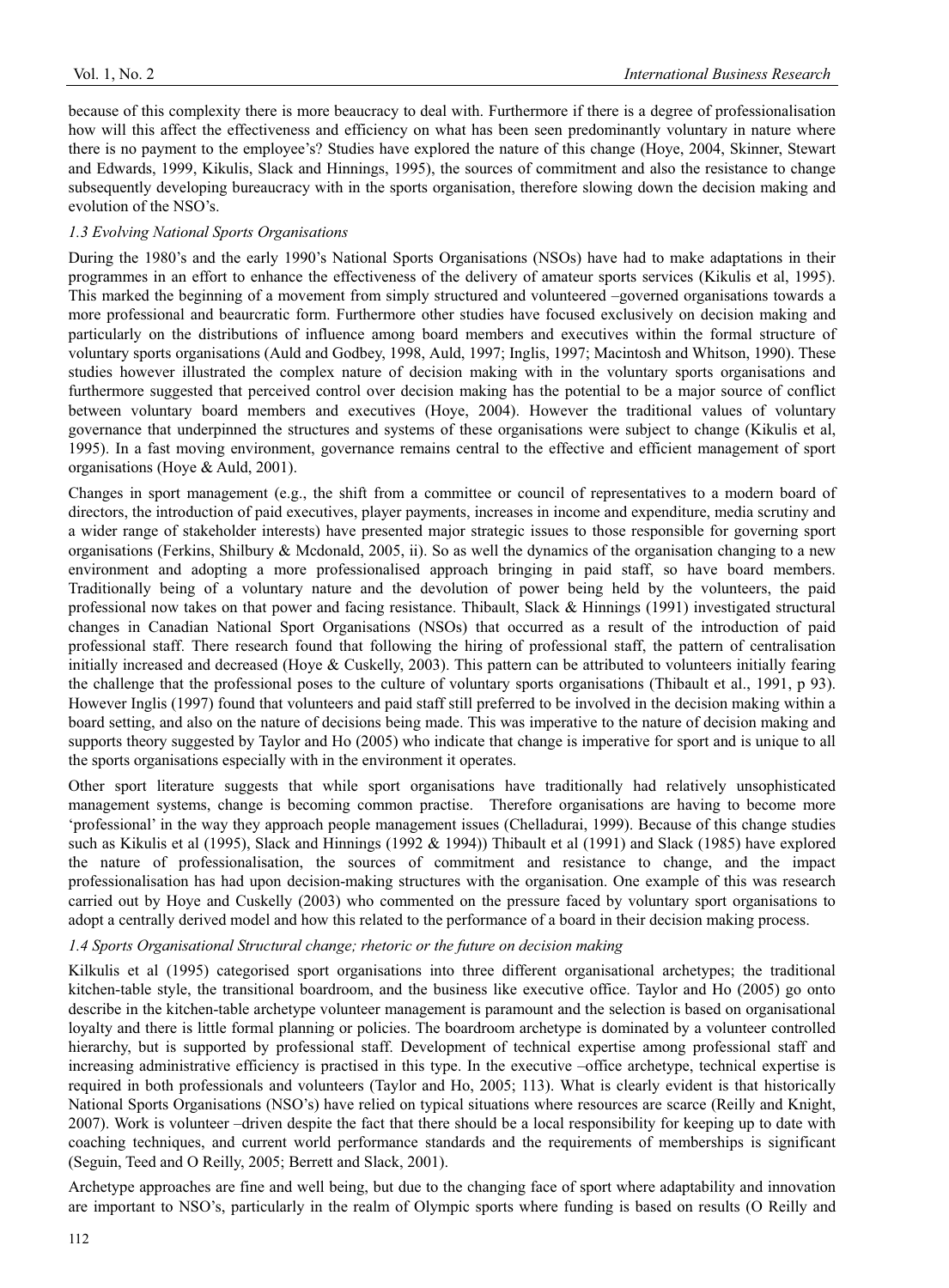because of this complexity there is more beaucracy to deal with. Furthermore if there is a degree of professionalisation how will this affect the effectiveness and efficiency on what has been seen predominantly voluntary in nature where there is no payment to the employee's? Studies have explored the nature of this change (Hoye, 2004, Skinner, Stewart and Edwards, 1999, Kikulis, Slack and Hinnings, 1995), the sources of commitment and also the resistance to change subsequently developing bureaucracy with in the sports organisation, therefore slowing down the decision making and evolution of the NSO's.

### *1.3 Evolving National Sports Organisations*

During the 1980's and the early 1990's National Sports Organisations (NSOs) have had to make adaptations in their programmes in an effort to enhance the effectiveness of the delivery of amateur sports services (Kikulis et al, 1995). This marked the beginning of a movement from simply structured and volunteered –governed organisations towards a more professional and beaurcratic form. Furthermore other studies have focused exclusively on decision making and particularly on the distributions of influence among board members and executives within the formal structure of voluntary sports organisations (Auld and Godbey, 1998, Auld, 1997; Inglis, 1997; Macintosh and Whitson, 1990). These studies however illustrated the complex nature of decision making with in the voluntary sports organisations and furthermore suggested that perceived control over decision making has the potential to be a major source of conflict between voluntary board members and executives (Hoye, 2004). However the traditional values of voluntary governance that underpinned the structures and systems of these organisations were subject to change (Kikulis et al, 1995). In a fast moving environment, governance remains central to the effective and efficient management of sport organisations (Hoye & Auld, 2001).

Changes in sport management (e.g., the shift from a committee or council of representatives to a modern board of directors, the introduction of paid executives, player payments, increases in income and expenditure, media scrutiny and a wider range of stakeholder interests) have presented major strategic issues to those responsible for governing sport organisations (Ferkins, Shilbury & Mcdonald, 2005, ii). So as well the dynamics of the organisation changing to a new environment and adopting a more professionalised approach bringing in paid staff, so have board members. Traditionally being of a voluntary nature and the devolution of power being held by the volunteers, the paid professional now takes on that power and facing resistance. Thibault, Slack & Hinnings (1991) investigated structural changes in Canadian National Sport Organisations (NSOs) that occurred as a result of the introduction of paid professional staff. There research found that following the hiring of professional staff, the pattern of centralisation initially increased and decreased (Hoye & Cuskelly, 2003). This pattern can be attributed to volunteers initially fearing the challenge that the professional poses to the culture of voluntary sports organisations (Thibault et al., 1991, p 93). However Inglis (1997) found that volunteers and paid staff still preferred to be involved in the decision making within a board setting, and also on the nature of decisions being made. This was imperative to the nature of decision making and supports theory suggested by Taylor and Ho (2005) who indicate that change is imperative for sport and is unique to all the sports organisations especially with in the environment it operates.

Other sport literature suggests that while sport organisations have traditionally had relatively unsophisticated management systems, change is becoming common practise. Therefore organisations are having to become more 'professional' in the way they approach people management issues (Chelladurai, 1999). Because of this change studies such as Kikulis et al (1995), Slack and Hinnings (1992 & 1994)) Thibault et al (1991) and Slack (1985) have explored the nature of professionalisation, the sources of commitment and resistance to change, and the impact professionalisation has had upon decision-making structures with the organisation. One example of this was research carried out by Hoye and Cuskelly (2003) who commented on the pressure faced by voluntary sport organisations to adopt a centrally derived model and how this related to the performance of a board in their decision making process.

### *1.4 Sports Organisational Structural change; rhetoric or the future on decision making*

Kilkulis et al (1995) categorised sport organisations into three different organisational archetypes; the traditional kitchen-table style, the transitional boardroom, and the business like executive office. Taylor and Ho (2005) go onto describe in the kitchen-table archetype volunteer management is paramount and the selection is based on organisational loyalty and there is little formal planning or policies. The boardroom archetype is dominated by a volunteer controlled hierarchy, but is supported by professional staff. Development of technical expertise among professional staff and increasing administrative efficiency is practised in this type. In the executive –office archetype, technical expertise is required in both professionals and volunteers (Taylor and Ho, 2005; 113). What is clearly evident is that historically National Sports Organisations (NSO's) have relied on typical situations where resources are scarce (Reilly and Knight, 2007). Work is volunteer –driven despite the fact that there should be a local responsibility for keeping up to date with coaching techniques, and current world performance standards and the requirements of memberships is significant (Seguin, Teed and O Reilly, 2005; Berrett and Slack, 2001).

Archetype approaches are fine and well being, but due to the changing face of sport where adaptability and innovation are important to NSO's, particularly in the realm of Olympic sports where funding is based on results (O Reilly and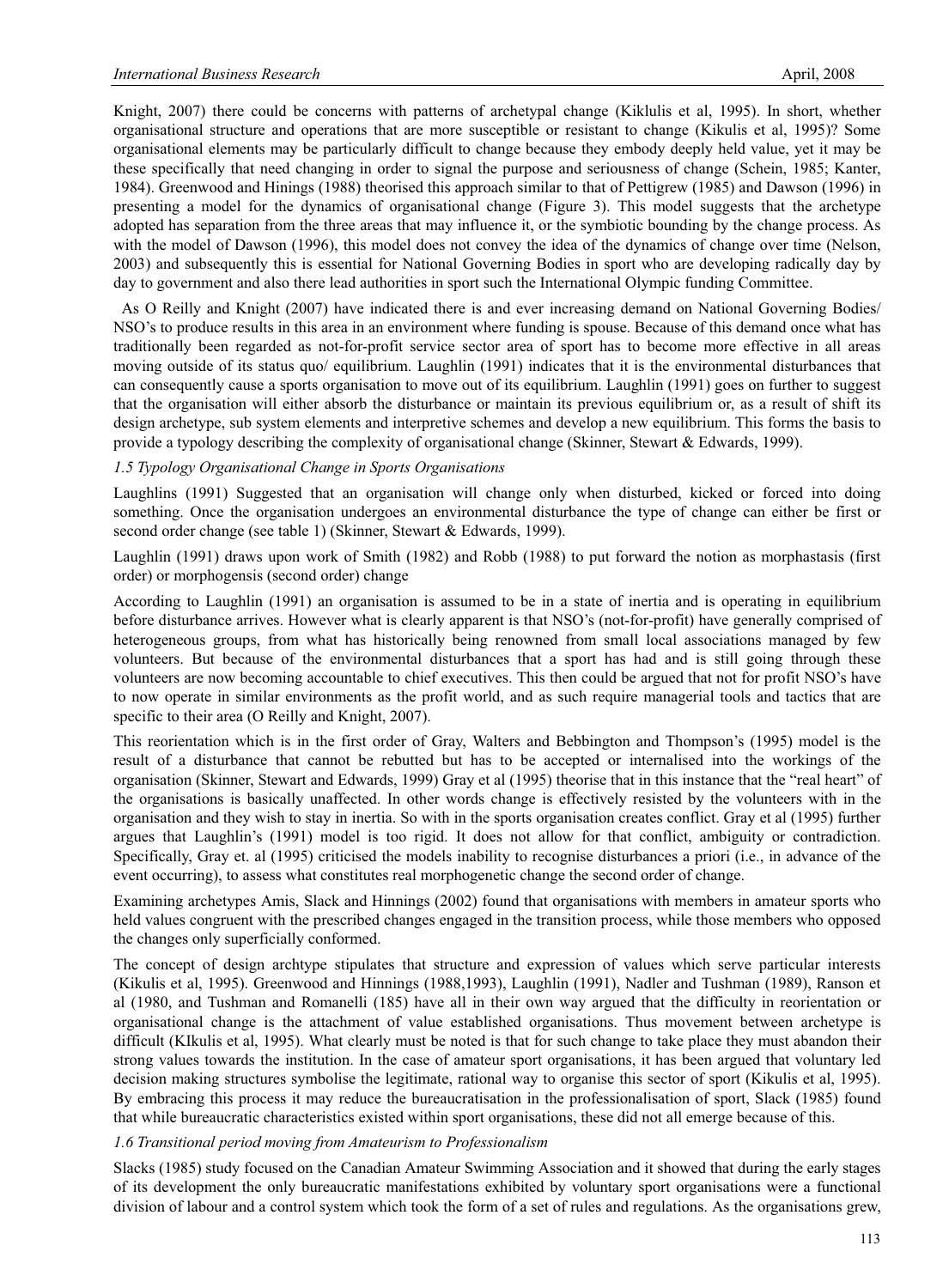Knight, 2007) there could be concerns with patterns of archetypal change (Kiklulis et al, 1995). In short, whether organisational structure and operations that are more susceptible or resistant to change (Kikulis et al, 1995)? Some organisational elements may be particularly difficult to change because they embody deeply held value, yet it may be these specifically that need changing in order to signal the purpose and seriousness of change (Schein, 1985; Kanter, 1984). Greenwood and Hinings (1988) theorised this approach similar to that of Pettigrew (1985) and Dawson (1996) in presenting a model for the dynamics of organisational change (Figure 3). This model suggests that the archetype adopted has separation from the three areas that may influence it, or the symbiotic bounding by the change process. As with the model of Dawson (1996), this model does not convey the idea of the dynamics of change over time (Nelson, 2003) and subsequently this is essential for National Governing Bodies in sport who are developing radically day by day to government and also there lead authorities in sport such the International Olympic funding Committee.

As O Reilly and Knight (2007) have indicated there is and ever increasing demand on National Governing Bodies/ NSO's to produce results in this area in an environment where funding is spouse. Because of this demand once what has traditionally been regarded as not-for-profit service sector area of sport has to become more effective in all areas moving outside of its status quo/ equilibrium. Laughlin (1991) indicates that it is the environmental disturbances that can consequently cause a sports organisation to move out of its equilibrium. Laughlin (1991) goes on further to suggest that the organisation will either absorb the disturbance or maintain its previous equilibrium or, as a result of shift its design archetype, sub system elements and interpretive schemes and develop a new equilibrium. This forms the basis to provide a typology describing the complexity of organisational change (Skinner, Stewart & Edwards, 1999).

### *1.5 Typology Organisational Change in Sports Organisations*

Laughlins (1991) Suggested that an organisation will change only when disturbed, kicked or forced into doing something. Once the organisation undergoes an environmental disturbance the type of change can either be first or second order change (see table 1) (Skinner, Stewart & Edwards, 1999).

Laughlin (1991) draws upon work of Smith (1982) and Robb (1988) to put forward the notion as morphastasis (first order) or morphogensis (second order) change

According to Laughlin (1991) an organisation is assumed to be in a state of inertia and is operating in equilibrium before disturbance arrives. However what is clearly apparent is that NSO's (not-for-profit) have generally comprised of heterogeneous groups, from what has historically being renowned from small local associations managed by few volunteers. But because of the environmental disturbances that a sport has had and is still going through these volunteers are now becoming accountable to chief executives. This then could be argued that not for profit NSO's have to now operate in similar environments as the profit world, and as such require managerial tools and tactics that are specific to their area (O Reilly and Knight, 2007).

This reorientation which is in the first order of Gray, Walters and Bebbington and Thompson's (1995) model is the result of a disturbance that cannot be rebutted but has to be accepted or internalised into the workings of the organisation (Skinner, Stewart and Edwards, 1999) Gray et al (1995) theorise that in this instance that the "real heart" of the organisations is basically unaffected. In other words change is effectively resisted by the volunteers with in the organisation and they wish to stay in inertia. So with in the sports organisation creates conflict. Gray et al (1995) further argues that Laughlin's (1991) model is too rigid. It does not allow for that conflict, ambiguity or contradiction. Specifically, Gray et. al (1995) criticised the models inability to recognise disturbances a priori (i.e., in advance of the event occurring), to assess what constitutes real morphogenetic change the second order of change.

Examining archetypes Amis, Slack and Hinnings (2002) found that organisations with members in amateur sports who held values congruent with the prescribed changes engaged in the transition process, while those members who opposed the changes only superficially conformed.

The concept of design archtype stipulates that structure and expression of values which serve particular interests (Kikulis et al, 1995). Greenwood and Hinnings (1988,1993), Laughlin (1991), Nadler and Tushman (1989), Ranson et al (1980, and Tushman and Romanelli (185) have all in their own way argued that the difficulty in reorientation or organisational change is the attachment of value established organisations. Thus movement between archetype is difficult (KIkulis et al, 1995). What clearly must be noted is that for such change to take place they must abandon their strong values towards the institution. In the case of amateur sport organisations, it has been argued that voluntary led decision making structures symbolise the legitimate, rational way to organise this sector of sport (Kikulis et al, 1995). By embracing this process it may reduce the bureaucratisation in the professionalisation of sport, Slack (1985) found that while bureaucratic characteristics existed within sport organisations, these did not all emerge because of this.

### *1.6 Transitional period moving from Amateurism to Professionalism*

Slacks (1985) study focused on the Canadian Amateur Swimming Association and it showed that during the early stages of its development the only bureaucratic manifestations exhibited by voluntary sport organisations were a functional division of labour and a control system which took the form of a set of rules and regulations. As the organisations grew,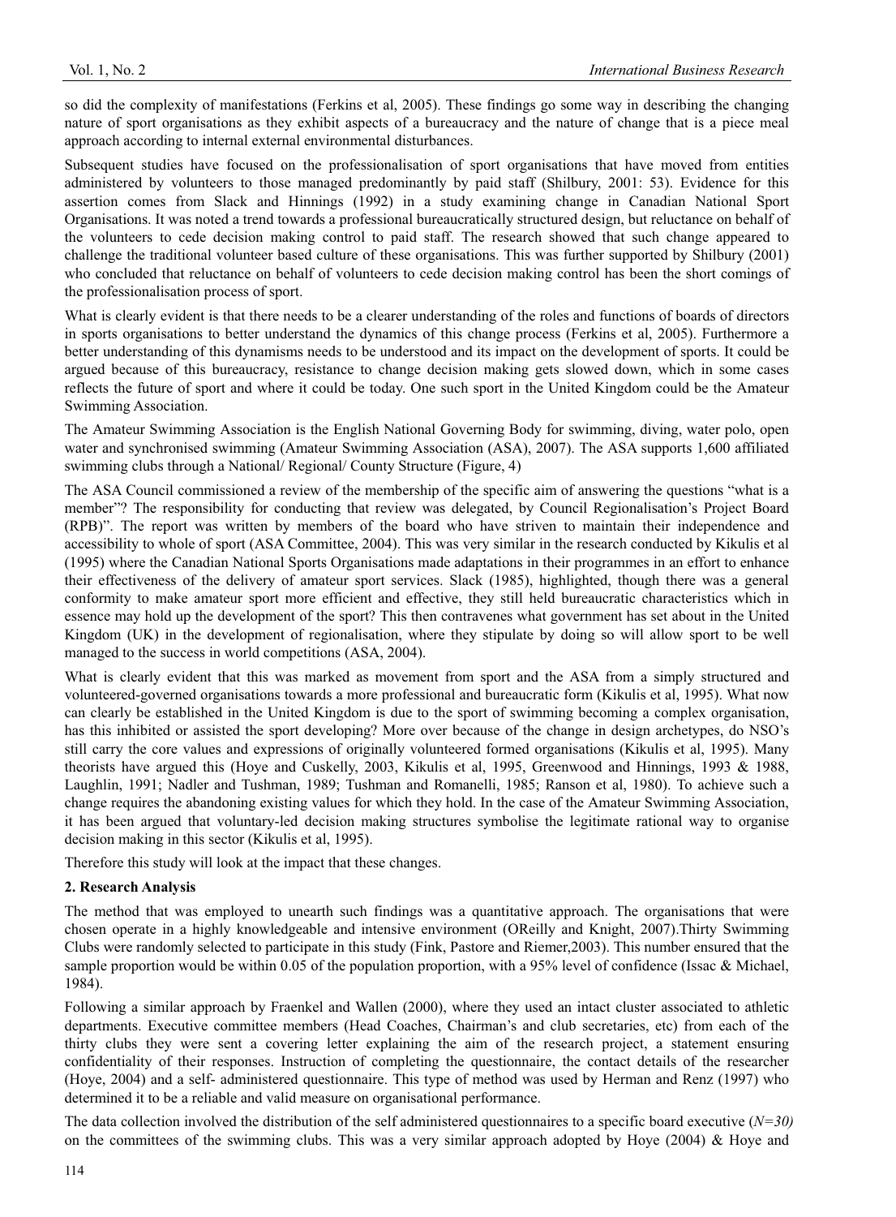so did the complexity of manifestations (Ferkins et al, 2005). These findings go some way in describing the changing nature of sport organisations as they exhibit aspects of a bureaucracy and the nature of change that is a piece meal approach according to internal external environmental disturbances.

Subsequent studies have focused on the professionalisation of sport organisations that have moved from entities administered by volunteers to those managed predominantly by paid staff (Shilbury, 2001: 53). Evidence for this assertion comes from Slack and Hinnings (1992) in a study examining change in Canadian National Sport Organisations. It was noted a trend towards a professional bureaucratically structured design, but reluctance on behalf of the volunteers to cede decision making control to paid staff. The research showed that such change appeared to challenge the traditional volunteer based culture of these organisations. This was further supported by Shilbury (2001) who concluded that reluctance on behalf of volunteers to cede decision making control has been the short comings of the professionalisation process of sport.

What is clearly evident is that there needs to be a clearer understanding of the roles and functions of boards of directors in sports organisations to better understand the dynamics of this change process (Ferkins et al, 2005). Furthermore a better understanding of this dynamisms needs to be understood and its impact on the development of sports. It could be argued because of this bureaucracy, resistance to change decision making gets slowed down, which in some cases reflects the future of sport and where it could be today. One such sport in the United Kingdom could be the Amateur Swimming Association.

The Amateur Swimming Association is the English National Governing Body for swimming, diving, water polo, open water and synchronised swimming (Amateur Swimming Association (ASA), 2007). The ASA supports 1,600 affiliated swimming clubs through a National/ Regional/ County Structure (Figure, 4)

The ASA Council commissioned a review of the membership of the specific aim of answering the questions "what is a member"? The responsibility for conducting that review was delegated, by Council Regionalisation's Project Board (RPB)". The report was written by members of the board who have striven to maintain their independence and accessibility to whole of sport (ASA Committee, 2004). This was very similar in the research conducted by Kikulis et al (1995) where the Canadian National Sports Organisations made adaptations in their programmes in an effort to enhance their effectiveness of the delivery of amateur sport services. Slack (1985), highlighted, though there was a general conformity to make amateur sport more efficient and effective, they still held bureaucratic characteristics which in essence may hold up the development of the sport? This then contravenes what government has set about in the United Kingdom (UK) in the development of regionalisation, where they stipulate by doing so will allow sport to be well managed to the success in world competitions (ASA, 2004).

What is clearly evident that this was marked as movement from sport and the ASA from a simply structured and volunteered-governed organisations towards a more professional and bureaucratic form (Kikulis et al, 1995). What now can clearly be established in the United Kingdom is due to the sport of swimming becoming a complex organisation, has this inhibited or assisted the sport developing? More over because of the change in design archetypes, do NSO's still carry the core values and expressions of originally volunteered formed organisations (Kikulis et al, 1995). Many theorists have argued this (Hoye and Cuskelly, 2003, Kikulis et al, 1995, Greenwood and Hinnings, 1993 & 1988, Laughlin, 1991; Nadler and Tushman, 1989; Tushman and Romanelli, 1985; Ranson et al, 1980). To achieve such a change requires the abandoning existing values for which they hold. In the case of the Amateur Swimming Association, it has been argued that voluntary-led decision making structures symbolise the legitimate rational way to organise decision making in this sector (Kikulis et al, 1995).

Therefore this study will look at the impact that these changes.

## 2. Research Analysis

The method that was employed to unearth such findings was a quantitative approach. The organisations that were chosen operate in a highly knowledgeable and intensive environment (OReilly and Knight, 2007).Thirty Swimming Clubs were randomly selected to participate in this study (Fink, Pastore and Riemer,2003). This number ensured that the sample proportion would be within 0.05 of the population proportion, with a 95% level of confidence (Issac & Michael, 1984).

Following a similar approach by Fraenkel and Wallen (2000), where they used an intact cluster associated to athletic departments. Executive committee members (Head Coaches, Chairman's and club secretaries, etc) from each of the thirty clubs they were sent a covering letter explaining the aim of the research project, a statement ensuring confidentiality of their responses. Instruction of completing the questionnaire, the contact details of the researcher (Hoye, 2004) and a self- administered questionnaire. This type of method was used by Herman and Renz (1997) who determined it to be a reliable and valid measure on organisational performance.

The data collection involved the distribution of the self administered questionnaires to a specific board executive (*N=30*) on the committees of the swimming clubs. This was a very similar approach adopted by Hoye (2004) & Hoye and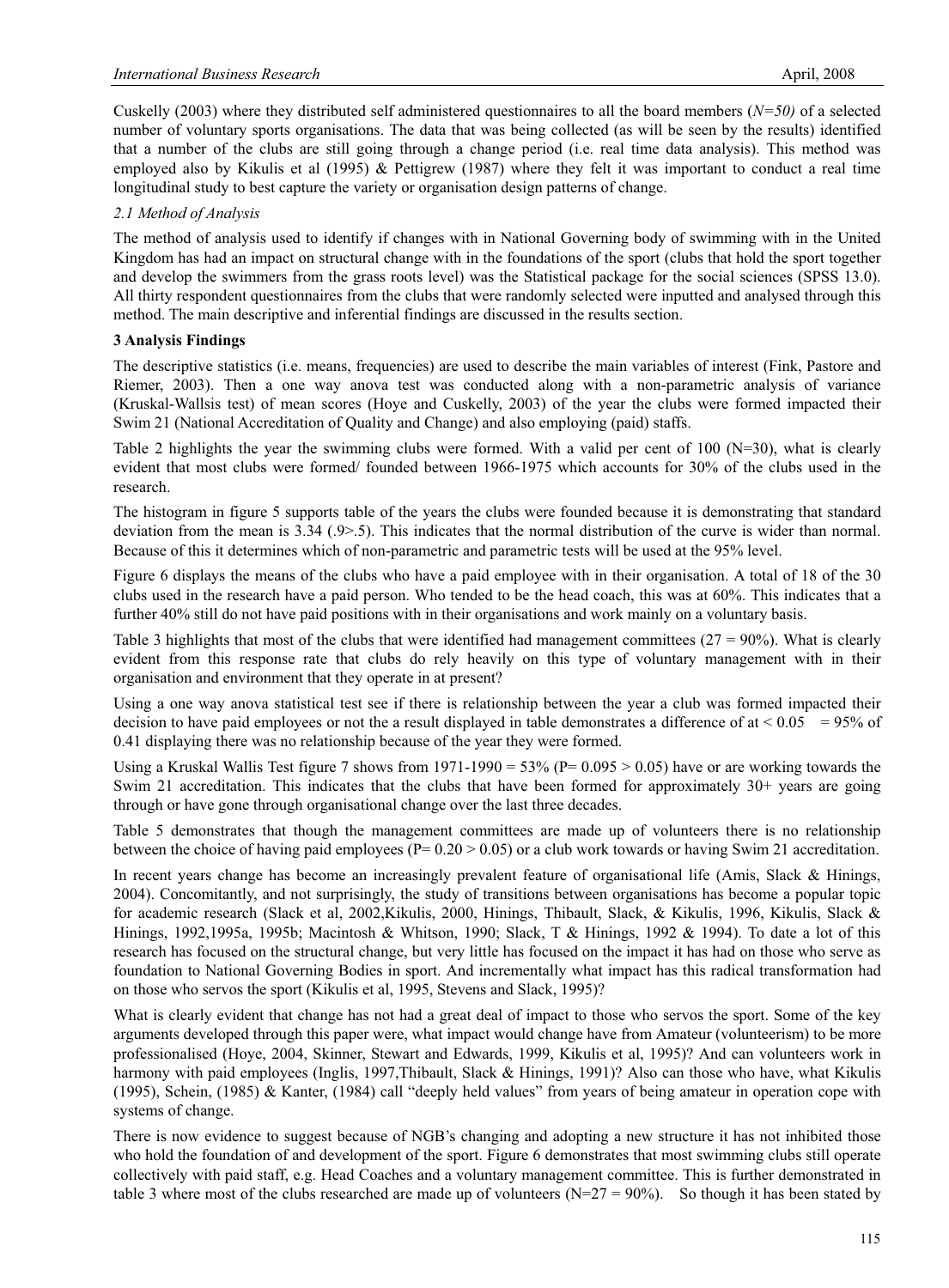Cuskelly (2003) where they distributed self administered questionnaires to all the board members (*N=50)* of a selected number of voluntary sports organisations. The data that was being collected (as will be seen by the results) identified that a number of the clubs are still going through a change period (i.e. real time data analysis). This method was employed also by Kikulis et al (1995) & Pettigrew (1987) where they felt it was important to conduct a real time longitudinal study to best capture the variety or organisation design patterns of change.

### *2.1 Method of Analysis*

The method of analysis used to identify if changes with in National Governing body of swimming with in the United Kingdom has had an impact on structural change with in the foundations of the sport (clubs that hold the sport together and develop the swimmers from the grass roots level) was the Statistical package for the social sciences (SPSS 13.0). All thirty respondent questionnaires from the clubs that were randomly selected were inputted and analysed through this method. The main descriptive and inferential findings are discussed in the results section.

## **3 Analysis Findings**

The descriptive statistics (i.e. means, frequencies) are used to describe the main variables of interest (Fink, Pastore and Riemer, 2003). Then a one way anova test was conducted along with a non-parametric analysis of variance (Kruskal-Wallsis test) of mean scores (Hoye and Cuskelly, 2003) of the year the clubs were formed impacted their Swim 21 (National Accreditation of Quality and Change) and also employing (paid) staffs.

Table 2 highlights the year the swimming clubs were formed. With a valid per cent of 100 (N=30), what is clearly evident that most clubs were formed/ founded between 1966-1975 which accounts for 30% of the clubs used in the research.

The histogram in figure 5 supports table of the years the clubs were founded because it is demonstrating that standard deviation from the mean is 3.34 (.9>.5). This indicates that the normal distribution of the curve is wider than normal. Because of this it determines which of non-parametric and parametric tests will be used at the 95% level.

Figure 6 displays the means of the clubs who have a paid employee with in their organisation. A total of 18 of the 30 clubs used in the research have a paid person. Who tended to be the head coach, this was at 60%. This indicates that a further 40% still do not have paid positions with in their organisations and work mainly on a voluntary basis.

Table 3 highlights that most of the clubs that were identified had management committees (27 = 90%). What is clearly evident from this response rate that clubs do rely heavily on this type of voluntary management with in their organisation and environment that they operate in at present?

Using a one way anova statistical test see if there is relationship between the year a club was formed impacted their decision to have paid employees or not the a result displayed in table demonstrates a difference of at < 0.05 = 95% of 0.41 displaying there was no relationship because of the year they were formed.

Using a Kruskal Wallis Test figure 7 shows from 1971-1990 = 53% (P= 0.095 > 0.05) have or are working towards the Swim 21 accreditation. This indicates that the clubs that have been formed for approximately 30+ years are going through or have gone through organisational change over the last three decades.

Table 5 demonstrates that though the management committees are made up of volunteers there is no relationship between the choice of having paid employees (P= 0.20 > 0.05) or a club work towards or having Swim 21 accreditation.

In recent years change has become an increasingly prevalent feature of organisational life (Amis, Slack & Hinings, 2004). Concomitantly, and not surprisingly, the study of transitions between organisations has become a popular topic for academic research (Slack et al, 2002,Kikulis, 2000, Hinings, Thibault, Slack, & Kikulis, 1996, Kikulis, Slack & Hinings, 1992,1995a, 1995b; Macintosh & Whitson, 1990; Slack, T & Hinings, 1992 & 1994). To date a lot of this research has focused on the structural change, but very little has focused on the impact it has had on those who serve as foundation to National Governing Bodies in sport. And incrementally what impact has this radical transformation had on those who servos the sport (Kikulis et al, 1995, Stevens and Slack, 1995)?

What is clearly evident that change has not had a great deal of impact to those who servos the sport. Some of the key arguments developed through this paper were, what impact would change have from Amateur (volunteerism) to be more professionalised (Hoye, 2004, Skinner, Stewart and Edwards, 1999, Kikulis et al, 1995)? And can volunteers work in harmony with paid employees (Inglis, 1997,Thibault, Slack & Hinings, 1991)? Also can those who have, what Kikulis (1995), Schein, (1985) & Kanter, (1984) call "deeply held values" from years of being amateur in operation cope with systems of change.

There is now evidence to suggest because of NGB's changing and adopting a new structure it has not inhibited those who hold the foundation of and development of the sport. Figure 6 demonstrates that most swimming clubs still operate collectively with paid staff, e.g. Head Coaches and a voluntary management committee. This is further demonstrated in table 3 where most of the clubs researched are made up of volunteers (N=27 = 90%). So though it has been stated by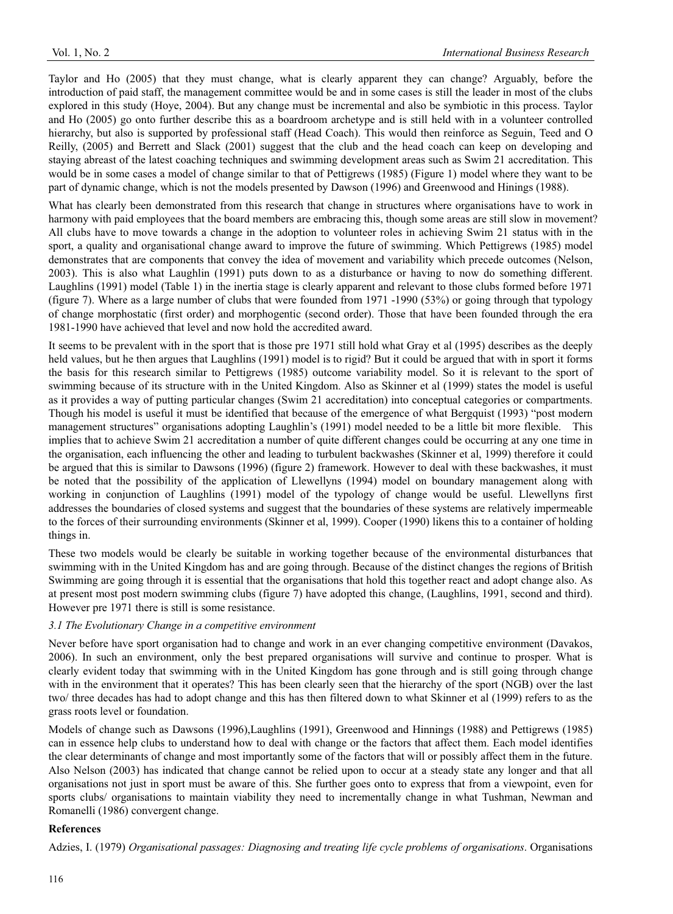Taylor and Ho (2005) that they must change, what is clearly apparent they can change? Arguably, before the introduction of paid staff, the management committee would be and in some cases is still the leader in most of the clubs explored in this study (Hoye, 2004). But any change must be incremental and also be symbiotic in this process. Taylor and Ho (2005) go onto further describe this as a boardroom archetype and is still held with in a volunteer controlled hierarchy, but also is supported by professional staff (Head Coach). This would then reinforce as Seguin, Teed and O Reilly, (2005) and Berrett and Slack (2001) suggest that the club and the head coach can keep on developing and staying abreast of the latest coaching techniques and swimming development areas such as Swim 21 accreditation. This would be in some cases a model of change similar to that of Pettigrews (1985) (Figure 1) model where they want to be part of dynamic change, which is not the models presented by Dawson (1996) and Greenwood and Hinings (1988).

What has clearly been demonstrated from this research that change in structures where organisations have to work in harmony with paid employees that the board members are embracing this, though some areas are still slow in movement? All clubs have to move towards a change in the adoption to volunteer roles in achieving Swim 21 status with in the sport, a quality and organisational change award to improve the future of swimming. Which Pettigrews (1985) model demonstrates that are components that convey the idea of movement and variability which precede outcomes (Nelson, 2003). This is also what Laughlin (1991) puts down to as a disturbance or having to now do something different. Laughlins (1991) model (Table 1) in the inertia stage is clearly apparent and relevant to those clubs formed before 1971 (figure 7). Where as a large number of clubs that were founded from 1971 -1990 (53%) or going through that typology of change morphostatic (first order) and morphogentic (second order). Those that have been founded through the era 1981-1990 have achieved that level and now hold the accredited award.

It seems to be prevalent with in the sport that is those pre 1971 still hold what Gray et al (1995) describes as the deeply held values, but he then argues that Laughlins (1991) model is to rigid? But it could be argued that with in sport it forms the basis for this research similar to Pettigrews (1985) outcome variability model. So it is relevant to the sport of swimming because of its structure with in the United Kingdom. Also as Skinner et al (1999) states the model is useful as it provides a way of putting particular changes (Swim 21 accreditation) into conceptual categories or compartments. Though his model is useful it must be identified that because of the emergence of what Bergquist (1993) "post modern management structures" organisations adopting Laughlin's (1991) model needed to be a little bit more flexible. This implies that to achieve Swim 21 accreditation a number of quite different changes could be occurring at any one time in the organisation, each influencing the other and leading to turbulent backwashes (Skinner et al, 1999) therefore it could be argued that this is similar to Dawsons (1996) (figure 2) framework. However to deal with these backwashes, it must be noted that the possibility of the application of Llewellyns (1994) model on boundary management along with working in conjunction of Laughlins (1991) model of the typology of change would be useful. Llewellyns first addresses the boundaries of closed systems and suggest that the boundaries of these systems are relatively impermeable to the forces of their surrounding environments (Skinner et al, 1999). Cooper (1990) likens this to a container of holding things in.

These two models would be clearly be suitable in working together because of the environmental disturbances that swimming with in the United Kingdom has and are going through. Because of the distinct changes the regions of British Swimming are going through it is essential that the organisations that hold this together react and adopt change also. As at present most post modern swimming clubs (figure 7) have adopted this change, (Laughlins, 1991, second and third). However pre 1971 there is still is some resistance.

### *3.1 The Evolutionary Change in a competitive environment*

Never before have sport organisation had to change and work in an ever changing competitive environment (Davakos, 2006). In such an environment, only the best prepared organisations will survive and continue to prosper. What is clearly evident today that swimming with in the United Kingdom has gone through and is still going through change with in the environment that it operates? This has been clearly seen that the hierarchy of the sport (NGB) over the last two/ three decades has had to adopt change and this has then filtered down to what Skinner et al (1999) refers to as the grass roots level or foundation.

Models of change such as Dawsons (1996),Laughlins (1991), Greenwood and Hinnings (1988) and Pettigrews (1985) can in essence help clubs to understand how to deal with change or the factors that affect them. Each model identifies the clear determinants of change and most importantly some of the factors that will or possibly affect them in the future. Also Nelson (2003) has indicated that change cannot be relied upon to occur at a steady state any longer and that all organisations not just in sport must be aware of this. She further goes onto to express that from a viewpoint, even for sports clubs/ organisations to maintain viability they need to incrementally change in what Tushman, Newman and Romanelli (1986) convergent change.

## References

Adzies, I. (1979) *Organisational passages: Diagnosing and treating life cycle problems of organisations*. Organisations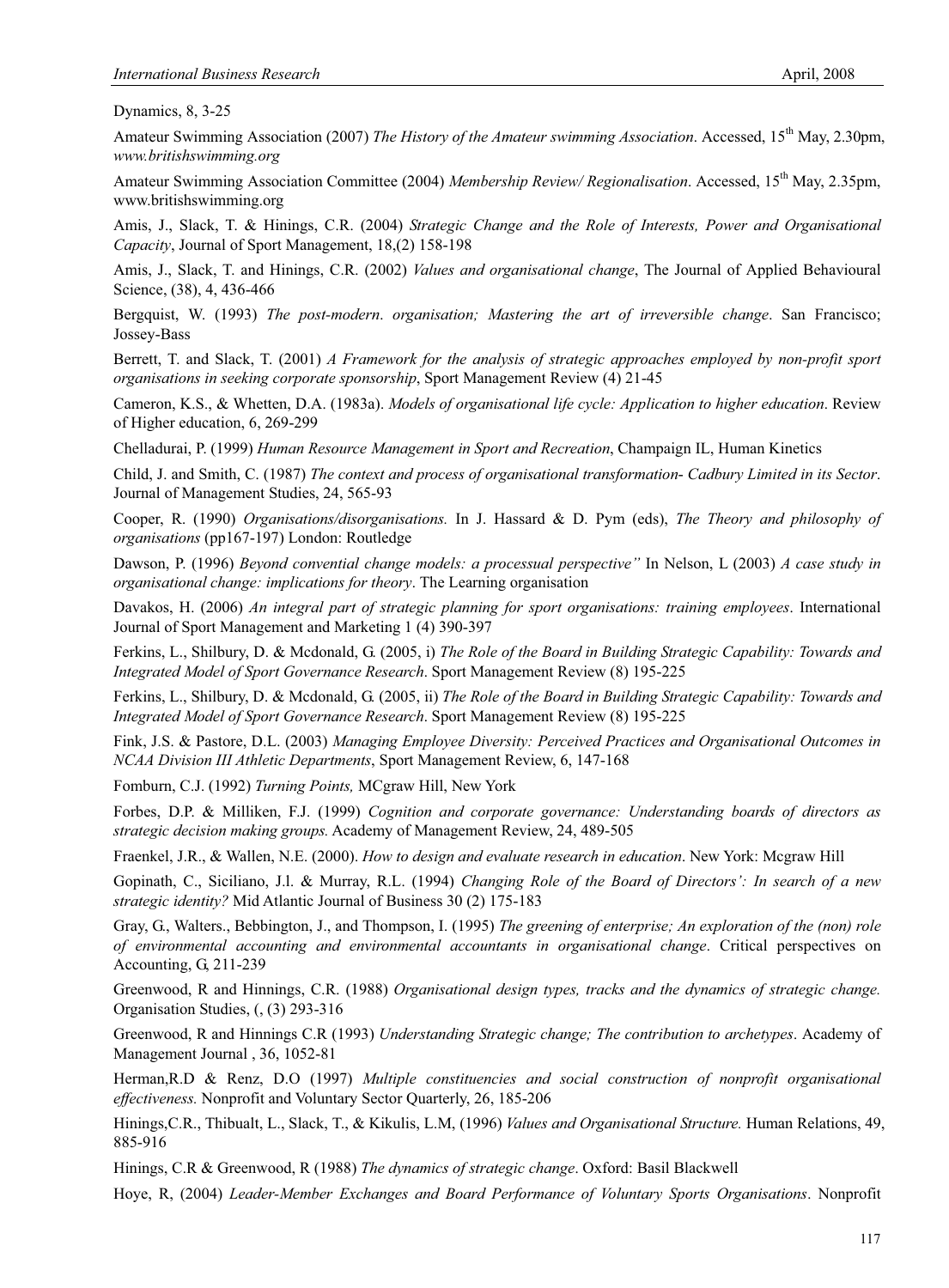Dynamics, 8, 3-25

Amateur Swimming Association (2007) *The History of the Amateur swimming Association*. Accessed, 15th May, 2.30pm, *www.britishswimming.org*

Amateur Swimming Association Committee (2004) *Membership Review/ Regionalisation*. Accessed, 15th May, 2.35pm, www.britishswimming.org

Amis, J., Slack, T. & Hinings, C.R. (2004) *Strategic Change and the Role of Interests, Power and Organisational Capacity*, Journal of Sport Management, 18,(2) 158-198

Amis, J., Slack, T. and Hinings, C.R. (2002) *Values and organisational change*, The Journal of Applied Behavioural Science, (38), 4, 436-466

Bergquist, W. (1993) *The post-modern. organisation; Mastering the art of irreversible change*. San Francisco; Jossey-Bass

Berrett, T. and Slack, T. (2001) *A Framework for the analysis of strategic approaches employed by non-profit sport organisations in seeking corporate sponsorship*, Sport Management Review (4) 21-45

Cameron, K.S., & Whetten, D.A. (1983a). *Models of organisational life cycle: Application to higher education*. Review of Higher education, 6, 269-299

Chelladurai, P. (1999) *Human Resource Management in Sport and Recreation*, Champaign IL, Human Kinetics

Child, J. and Smith, C. (1987) *The context and process of organisational transformation- Cadbury Limited in its Sector*. Journal of Management Studies, 24, 565-93

Cooper, R. (1990) *Organisations/disorganisations.* In J. Hassard & D. Pym (eds), *The Theory and philosophy of organisations* (pp167-197) London: Routledge

Dawson, P. (1996) *Beyond convential change models: a processual perspective"* In Nelson, L (2003) *A case study in organisational change: implications for theory*. The Learning organisation

Davakos, H. (2006) *An integral part of strategic planning for sport organisations: training employees*. International Journal of Sport Management and Marketing 1 (4) 390-397

Ferkins, L., Shilbury, D. & Mcdonald, G. (2005, i) *The Role of the Board in Building Strategic Capability: Towards and Integrated Model of Sport Governance Research*. Sport Management Review (8) 195-225

Ferkins, L., Shilbury, D. & Mcdonald, G. (2005, ii) *The Role of the Board in Building Strategic Capability: Towards and Integrated Model of Sport Governance Research*. Sport Management Review (8) 195-225

Fink, J.S. & Pastore, D.L. (2003) *Managing Employee Diversity: Perceived Practices and Organisational Outcomes in NCAA Division III Athletic Departments*, Sport Management Review, 6, 147-168

Fomburn, C.J. (1992) *Turning Points,* MCgraw Hill, New York

Forbes, D.P. & Milliken, F.J. (1999) *Cognition and corporate governance: Understanding boards of directors as strategic decision making groups.* Academy of Management Review, 24, 489-505

Fraenkel, J.R., & Wallen, N.E. (2000). *How to design and evaluate research in education*. New York: Mcgraw Hill

Gopinath, C., Siciliano, J.l. & Murray, R.L. (1994) *Changing Role of the Board of Directors': In search of a new strategic identity?* Mid Atlantic Journal of Business 30 (2) 175-183

Gray, G., Walters., Bebbington, J., and Thompson, I. (1995) *The greening of enterprise; An exploration of the (non) role of environmental accounting and environmental accountants in organisational change*. Critical perspectives on Accounting, G, 211-239

Greenwood, R and Hinnings, C.R. (1988) *Organisational design types, tracks and the dynamics of strategic change.* Organisation Studies, (, (3) 293-316

Greenwood, R and Hinnings C.R (1993) *Understanding Strategic change; The contribution to archetypes*. Academy of Management Journal , 36, 1052-81

Herman,R.D & Renz, D.O (1997) *Multiple constituencies and social construction of nonprofit organisational effectiveness.* Nonprofit and Voluntary Sector Quarterly, 26, 185-206

Hinings,C.R., Thibualt, L., Slack, T., & Kikulis, L.M, (1996) *Values and Organisational Structure.* Human Relations, 49, 885-916

Hinings, C.R & Greenwood, R (1988) *The dynamics of strategic change*. Oxford: Basil Blackwell

Hoye, R, (2004) *Leader-Member Exchanges and Board Performance of Voluntary Sports Organisations*. Nonprofit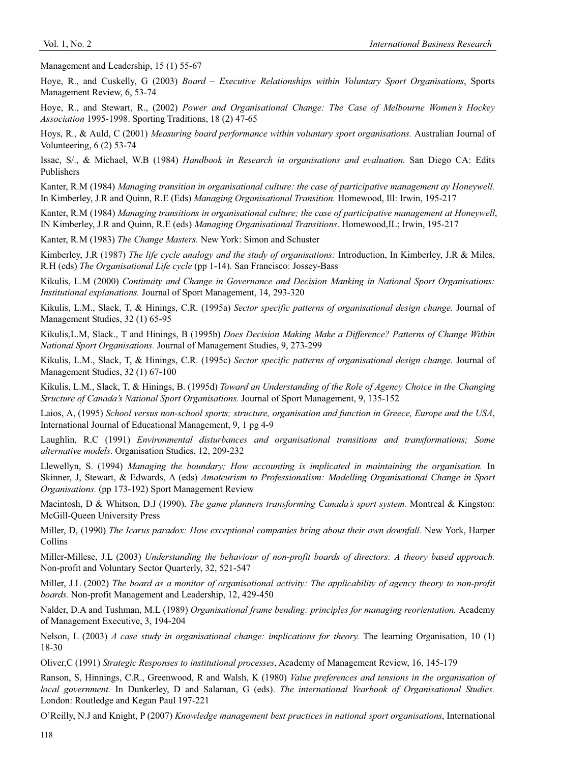Management and Leadership, 15 (1) 55-67

Hoye, R., and Cuskelly, G (2003) *Board – Executive Relationships within Voluntary Sport Organisations*, Sports Management Review, 6, 53-74

Hoye, R., and Stewart, R., (2002) *Power and Organisational Change: The Case of Melbourne Women's Hockey Association* 1995-1998. Sporting Traditions, 18 (2) 47-65

Hoys, R., & Auld, C (2001) *Measuring board performance within voluntary sport organisations.* Australian Journal of Volunteering, 6 (2) 53-74

Issac, S/., & Michael, W.B (1984) *Handbook in Research in organisations and evaluation.* San Diego CA: Edits Publishers

Kanter, R.M (1984) *Managing transition in organisational culture: the case of participative management ay Honeywell.* In Kimberley, J.R and Quinn, R.E (Eds) *Managing Organisational Transition.* Homewood, Ill: Irwin, 195-217

Kanter, R.M (1984) *Managing transitions in organisational culture; the case of participative management at Honeywell*, IN Kimberley, J.R and Quinn, R.E (eds) *Managing Organisational Transitions*. Homewood,IL; Irwin, 195-217

Kanter, R.M (1983) *The Change Masters.* New York: Simon and Schuster

Kimberley, J.R (1987) *The life cycle analogy and the study of organisations:* Introduction, In Kimberley, J.R & Miles, R.H (eds) *The Organisational Life cycle* (pp 1-14). San Francisco: Jossey-Bass

Kikulis, L.M (2000) *Continuity and Change in Governance and Decision Manking in National Sport Organisations: Institutional explanations.* Journal of Sport Management, 14, 293-320

Kikulis, L.M., Slack, T, & Hinings, C.R. (1995a) *Sector specific patterns of organisational design change.* Journal of Management Studies, 32 (1) 65-95

Kikulis,L.M, Slack., T and Hinings, B (1995b) *Does Decision Making Make a Difference? Patterns of Change Within National Sport Organisations.* Journal of Management Studies, 9, 273-299

Kikulis, L.M., Slack, T, & Hinings, C.R. (1995c) *Sector specific patterns of organisational design change.* Journal of Management Studies, 32 (1) 67-100

Kikulis, L.M., Slack, T, & Hinings, B. (1995d) *Toward an Understanding of the Role of Agency Choice in the Changing Structure of Canada's National Sport Organisations.* Journal of Sport Management, 9, 135-152

Laios, A, (1995) *School versus non-school sports; structure, organisation and function in Greece, Europe and the USA*, International Journal of Educational Management, 9, 1 pg 4-9

Laughlin, R.C (1991) *Environmental disturbances and organisational transitions and transformations; Some alternative models*. Organisation Studies, 12, 209-232

Llewellyn, S. (1994) *Managing the boundary; How accounting is implicated in maintaining the organisation.* In Skinner, J, Stewart, & Edwards, A (eds) *Amateurism to Professionalism: Modelling Organisational Change in Sport Organisations.* (pp 173-192) Sport Management Review

Macintosh, D & Whitson, D.J (1990). *The game planners transforming Canada's sport system.* Montreal & Kingston: McGill-Queen University Press

Miller, D, (1990) *The Icarus paradox: How exceptional companies bring about their own downfall.* New York, Harper Collins

Miller-Millese, J.L (2003) *Understanding the behaviour of non-profit boards of directors: A theory based approach.* Non-profit and Voluntary Sector Quarterly, 32, 521-547

Miller, J.L (2002) *The board as a monitor of organisational activity: The applicability of agency theory to non-profit boards.* Non-profit Management and Leadership, 12, 429-450

Nalder, D.A and Tushman, M.L (1989) *Organisational frame bending: principles for managing reorientation.* Academy of Management Executive, 3, 194-204

Nelson, L (2003) *A case study in organisational change: implications for theory.* The learning Organisation, 10 (1) 18-30

Oliver,C (1991) *Strategic Responses to institutional processes*, Academy of Management Review, 16, 145-179

Ranson, S, Hinnings, C.R., Greenwood, R and Walsh, K (1980) *Value preferences and tensions in the organisation of local government.* In Dunkerley, D and Salaman, G (eds). *The international Yearbook of Organisational Studies.* London: Routledge and Kegan Paul 197-221

O'Reilly, N.J and Knight, P (2007) *Knowledge management best practices in national sport organisations*, International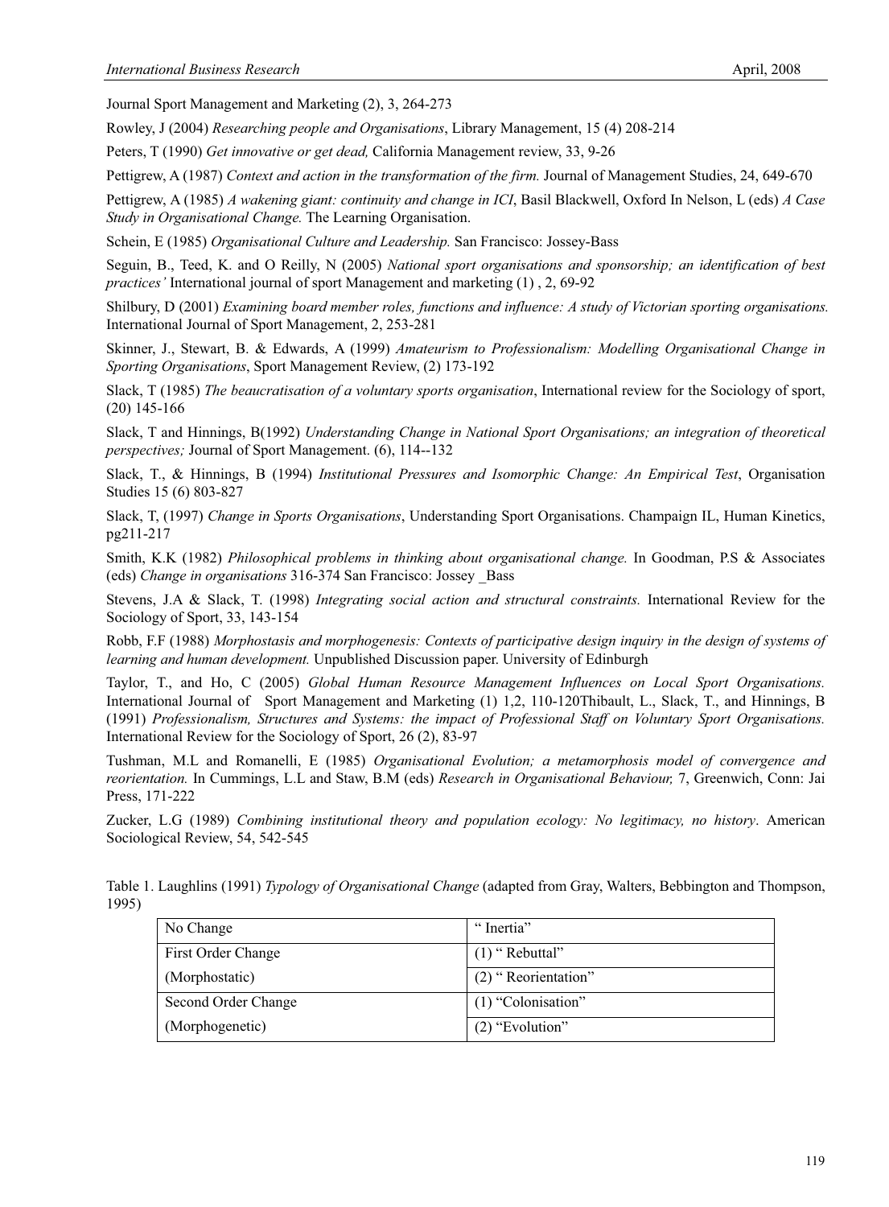Journal Sport Management and Marketing (2), 3, 264-273

Rowley, J (2004) *Researching people and Organisations*, Library Management, 15 (4) 208-214

Peters, T (1990) *Get innovative or get dead,* California Management review, 33, 9-26

Pettigrew, A (1987) *Context and action in the transformation of the firm.* Journal of Management Studies, 24, 649-670

Pettigrew, A (1985) *A wakening giant: continuity and change in ICI*, Basil Blackwell, Oxford In Nelson, L (eds) *A Case Study in Organisational Change.* The Learning Organisation.

Schein, E (1985) *Organisational Culture and Leadership.* San Francisco: Jossey-Bass

Seguin, B., Teed, K. and O Reilly, N (2005) *National sport organisations and sponsorship; an identification of best practices'* International journal of sport Management and marketing (1) , 2, 69-92

Shilbury, D (2001) *Examining board member roles, functions and influence: A study of Victorian sporting organisations.* International Journal of Sport Management, 2, 253-281

Skinner, J., Stewart, B. & Edwards, A (1999) *Amateurism to Professionalism: Modelling Organisational Change in Sporting Organisations*, Sport Management Review, (2) 173-192

Slack, T (1985) *The beaucratisation of a voluntary sports organisation*, International review for the Sociology of sport, (20) 145-166

Slack, T and Hinnings, B(1992) *Understanding Change in National Sport Organisations; an integration of theoretical perspectives;* Journal of Sport Management. (6), 114--132

Slack, T., & Hinnings, B (1994) *Institutional Pressures and Isomorphic Change: An Empirical Test*, Organisation Studies 15 (6) 803-827

Slack, T, (1997) *Change in Sports Organisations*, Understanding Sport Organisations. Champaign IL, Human Kinetics, pg211-217

Smith, K.K (1982) *Philosophical problems in thinking about organisational change.* In Goodman, P.S & Associates (eds) *Change in organisations* 316-374 San Francisco: Jossey _Bass

Stevens, J.A & Slack, T. (1998) *Integrating social action and structural constraints.* International Review for the Sociology of Sport, 33, 143-154

Robb, F.F (1988) *Morphostasis and morphogenesis: Contexts of participative design inquiry in the design of systems of learning and human development.* Unpublished Discussion paper. University of Edinburgh

Taylor, T., and Ho, C (2005) *Global Human Resource Management Influences on Local Sport Organisations.* International Journal of Sport Management and Marketing (1) 1,2, 110-120Thibault, L., Slack, T., and Hinnings, B (1991) *Professionalism, Structures and Systems: the impact of Professional Staff on Voluntary Sport Organisations.* International Review for the Sociology of Sport, 26 (2), 83-97

Tushman, M.L and Romanelli, E (1985) *Organisational Evolution; a metamorphosis model of convergence and reorientation.* In Cummings, L.L and Staw, B.M (eds) *Research in Organisational Behaviour,* 7, Greenwich, Conn: Jai Press, 171-222

Zucker, L.G (1989) *Combining institutional theory and population ecology: No legitimacy, no history*. American Sociological Review, 54, 542-545

Table 1. Laughlins (1991) *Typology of Organisational Change* (adapted from Gray, Walters, Bebbington and Thompson, 1995)

| No Change | " Inertia" |
|---|---|
| First Order Change | (1) " Rebuttal" |
| (Morphostatic) | (2) " Reorientation" |
| Second Order Change | (1) "Colonisation" |
| (Morphogenetic) | (2) "Evolution" |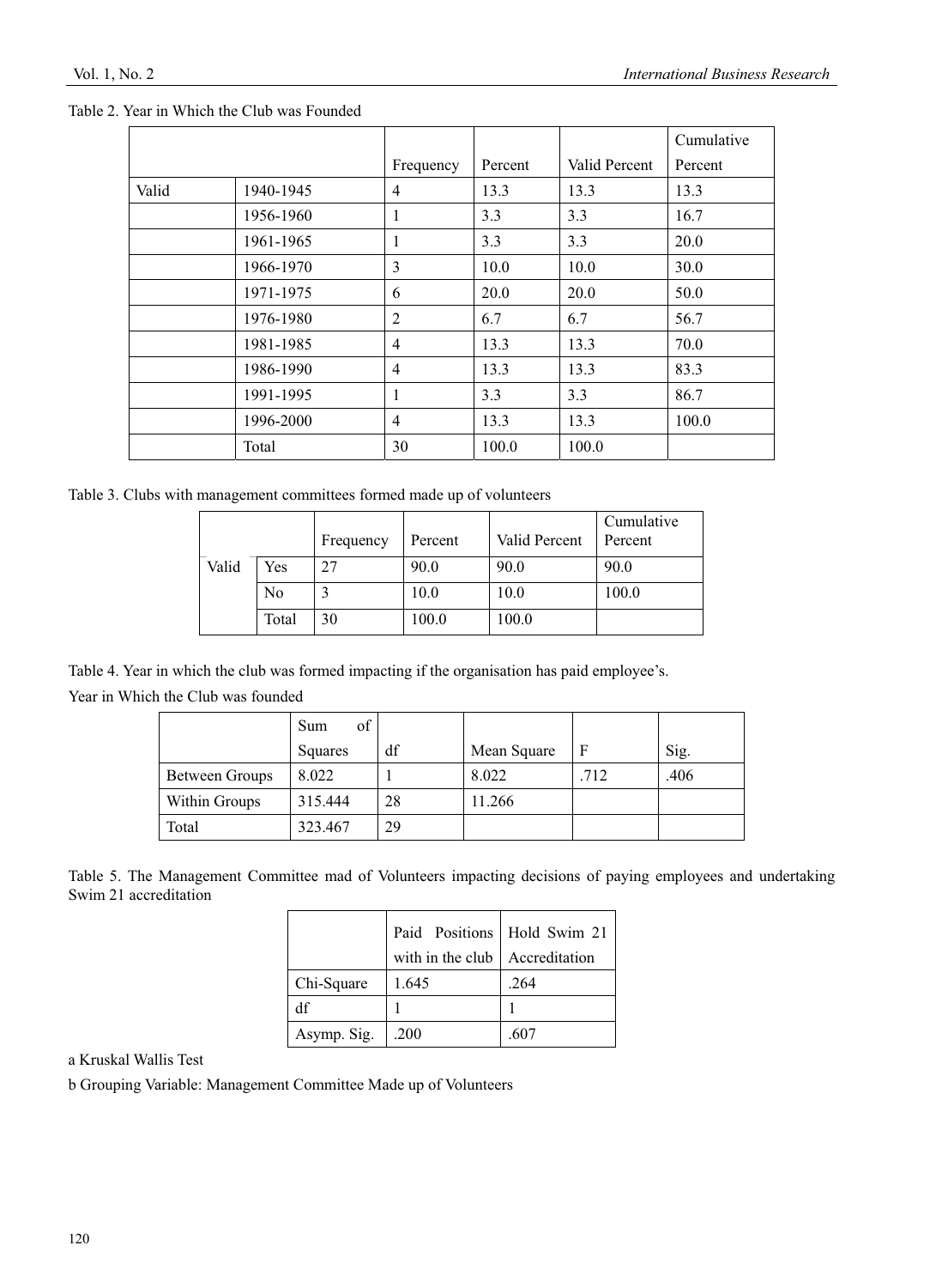Table 2. Year in Which the Club was Founded

| | | Frequency | Percent | Valid Percent | Cumulative Percent |
|---|---|---|---|---|---|
| Valid | 1940-1945 | 4 | 13.3 | 13.3 | 13.3 |
| | 1956-1960 | 1 | 3.3 | 3.3 | 16.7 |
| | 1961-1965 | 1 | 3.3 | 3.3 | 20.0 |
| | 1966-1970 | 3 | 10.0 | 10.0 | 30.0 |
| | 1971-1975 | 6 | 20.0 | 20.0 | 50.0 |
| | 1976-1980 | 2 | 6.7 | 6.7 | 56.7 |
| | 1981-1985 | 4 | 13.3 | 13.3 | 70.0 |
| | 1986-1990 | 4 | 13.3 | 13.3 | 83.3 |
| | 1991-1995 | 1 | 3.3 | 3.3 | 86.7 |
| | 1996-2000 | 4 | 13.3 | 13.3 | 100.0 |
| | Total | 30 | 100.0 | 100.0 | |

Table 3. Clubs with management committees formed made up of volunteers

| | | Frequency | Percent | Valid Percent | Cumulative Percent |
|---|---|---|---|---|---|
| Valid | Yes | 27 | 90.0 | 90.0 | 90.0 |
| | No | 3 | 10.0 | 10.0 | 100.0 |
| | Total | 30 | 100.0 | 100.0 | |

Table 4. Year in which the club was formed impacting if the organisation has paid employee's.

Year in Which the Club was founded

| | Sum of Squares | df | Mean Square | F | Sig. |
|---|---|---|---|---|---|
| Between Groups | 8.022 | 1 | 8.022 | .712 | .406 |
| Within Groups | 315.444 | 28 | 11.266 | | |
| Total | 323.467 | 29 | | | |

Table 5. The Management Committee mad of Volunteers impacting decisions of paying employees and undertaking Swim 21 accreditation

| | Paid Positions with in the club | Hold Swim 21 Accreditation |
|---|---|---|
| Chi-Square | 1.645 | .264 |
| df | 1 | 1 |
| Asymp. Sig. | .200 | .607 |

a Kruskal Wallis Test

b Grouping Variable: Management Committee Made up of Volunteers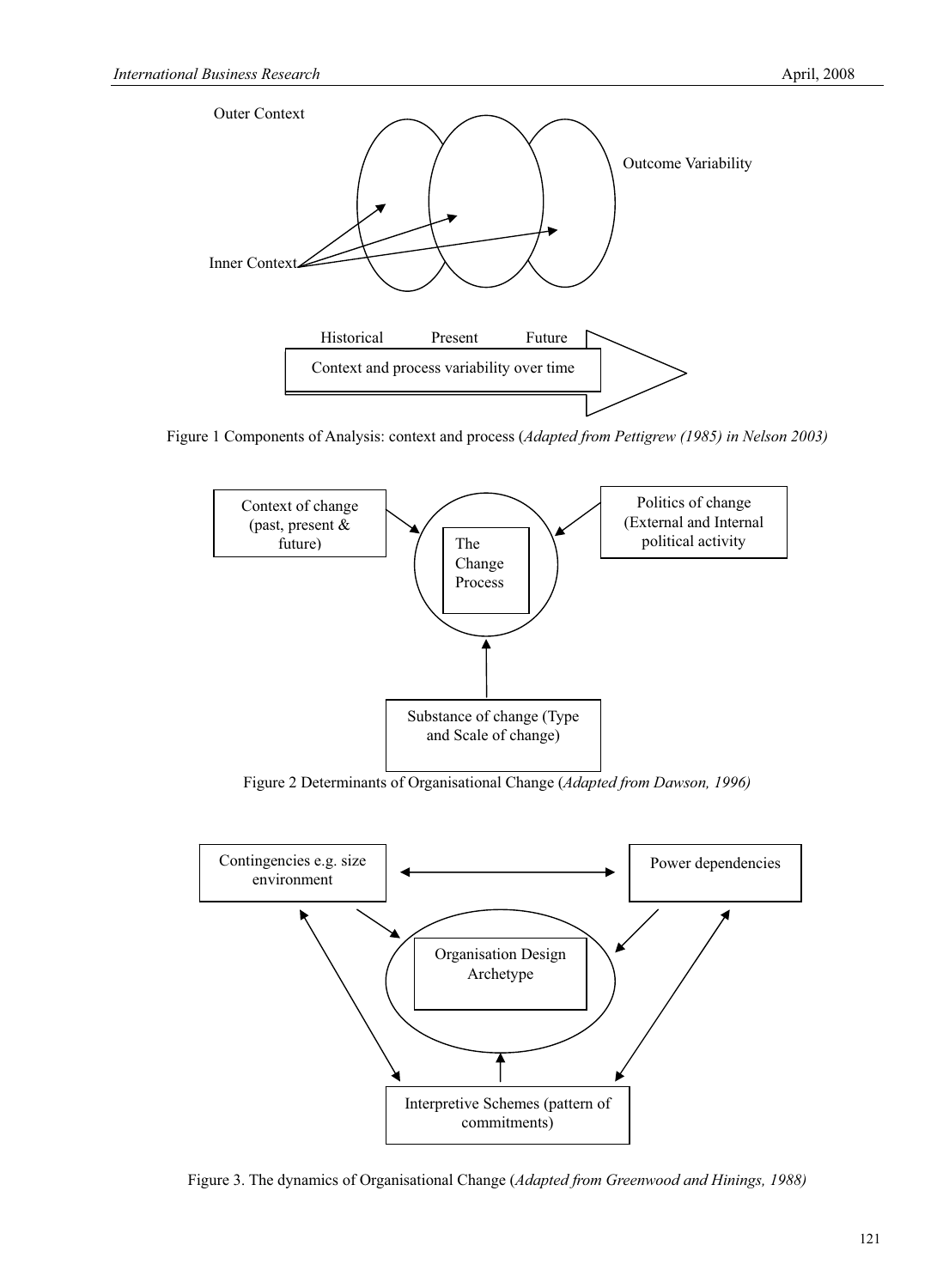Outer Context

Outcome Variability

Inner Context

Historical Present Future

Context and process variability over time

Figure 1 Components of Analysis: context and process (*Adapted from Pettigrew (1985) in Nelson 2003)*

Context of change (past, present & future)

Politics of change (External and Internal political activity

The Change Process

Substance of change (Type and Scale of change)

Figure 2 Determinants of Organisational Change (*Adapted from Dawson, 1996)*

Contingencies e.g. size environment

Power dependencies

Organisation Design Archetype

Interpretive Schemes (pattern of commitments)

Figure 3. The dynamics of Organisational Change (*Adapted from Greenwood and Hinings, 1988)*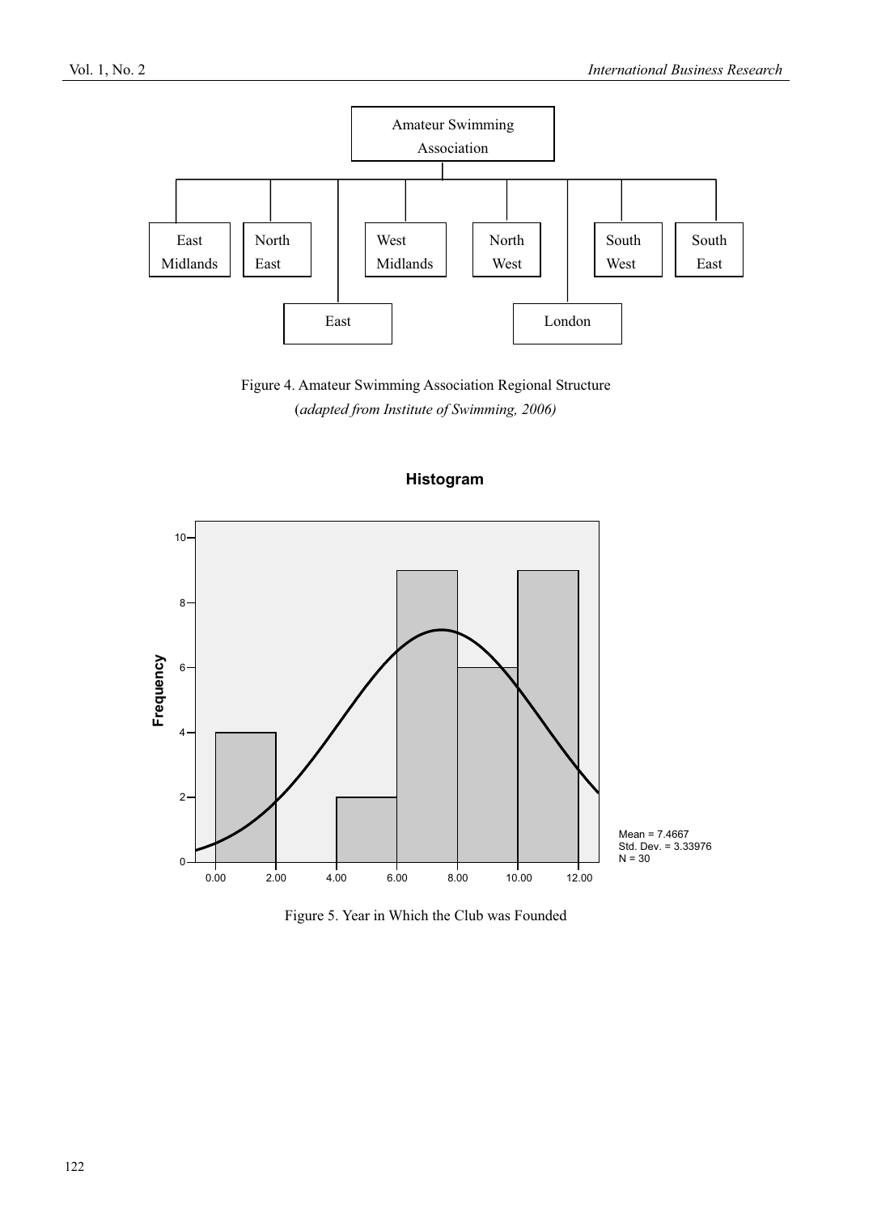Amateur Swimming Association

East Midlands | North East | East | West Midlands | North West | London | South West | South East

Figure 4. Amateur Swimming Association Regional Structure

(*adapted from Institute of Swimming, 2006)*

**Histogram**

Mean = 7.4667
Std. Dev. = 3.33976
N = 30

Figure 5. Year in Which the Club was Founded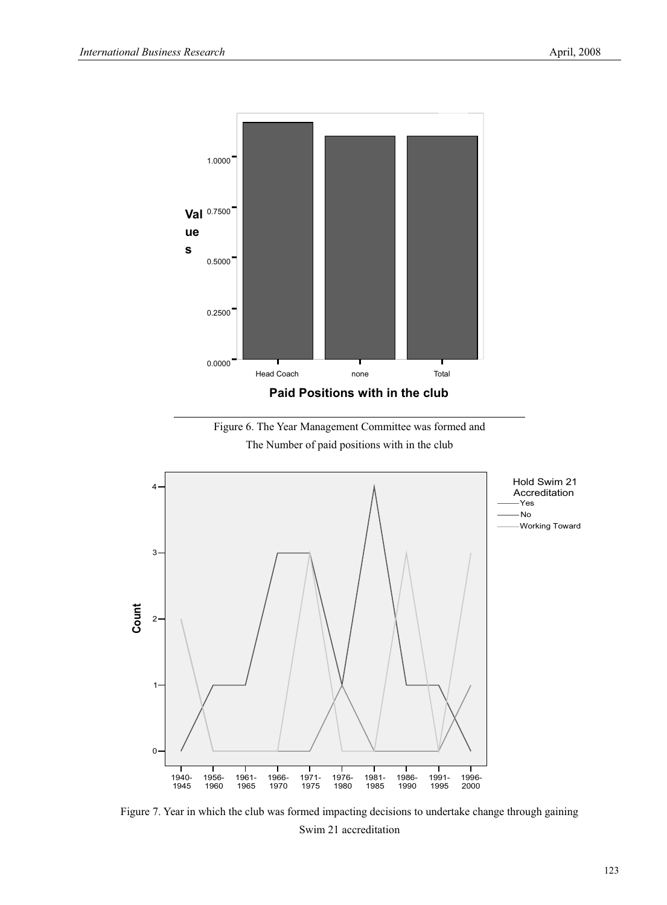1.0000

0.7500

Values

0.5000

0.2500

0.0000

Head Coach

none

Total

Paid Positions with in the club

Figure 6. The Year Management Committee was formed and The Number of paid positions with in the club

Hold Swim 21 Accreditation

Yes

No

Working Toward

Count

4

3

2

1

0

1940-1945

1956-1960

1961-1965

1966-1970

1971-1975

1976-1980

1981-1985

1986-1990

1991-1995

1996-2000

Figure 7. Year in which the club was formed impacting decisions to undertake change through gaining Swim 21 accreditation